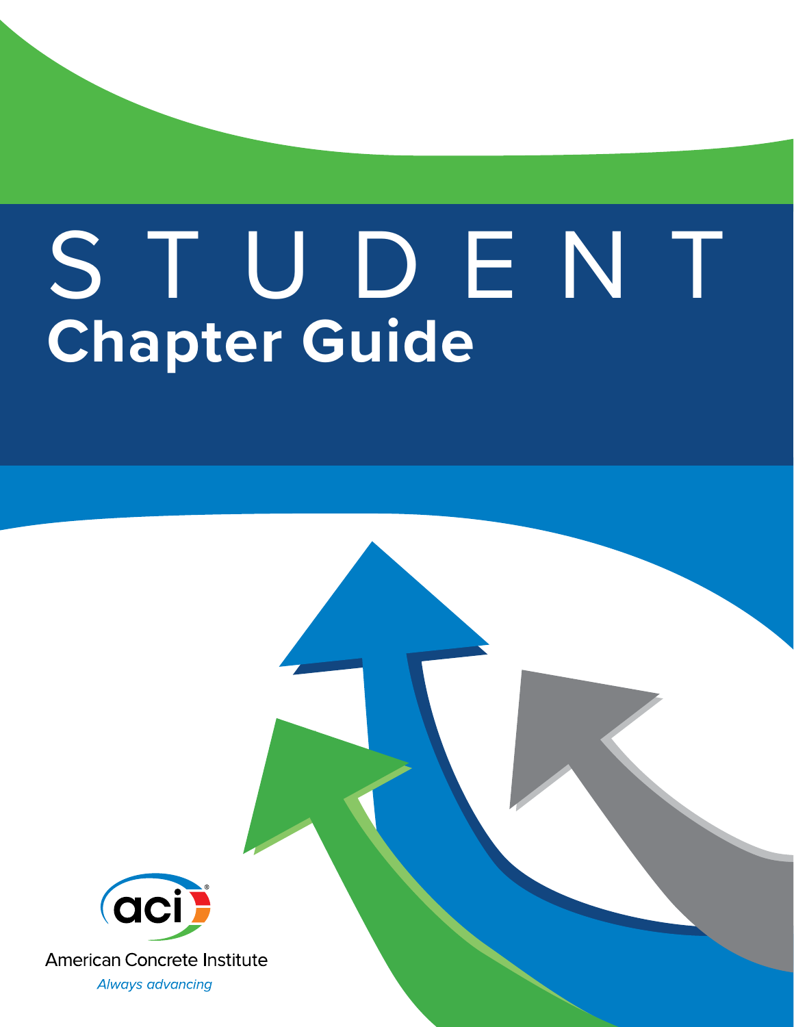# STUDENT Chapter Guide

American Concrete Institute

*Always advancing*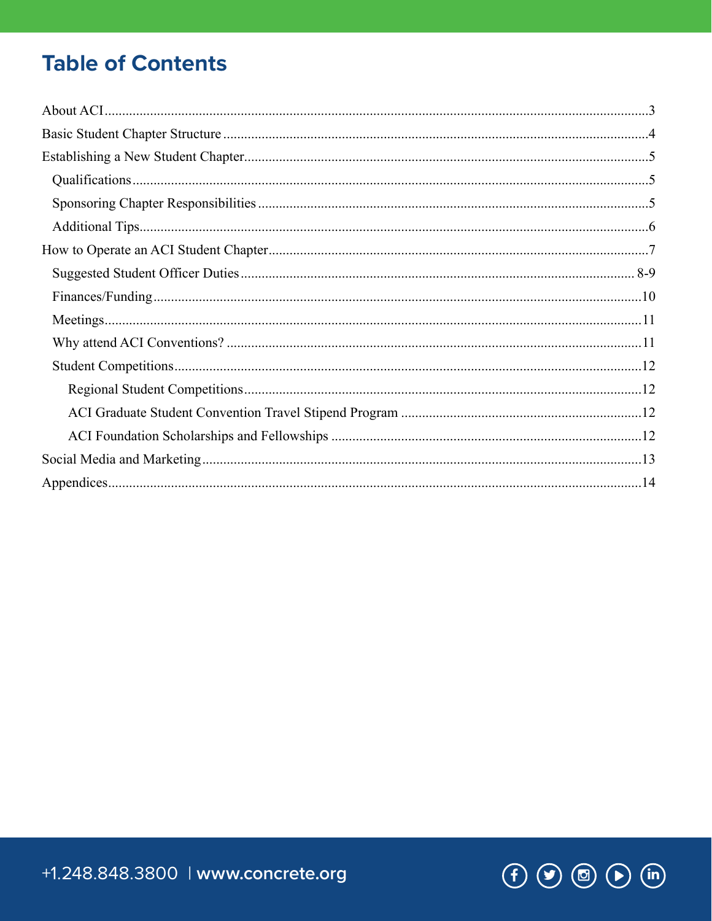# Table of Contents

About ACI ... 3

Basic Student Chapter Structure ... 4

Establishing a New Student Chapter ... 5

- Qualifications ... 5
- Sponsoring Chapter Responsibilities ... 5
- Additional Tips ... 6

How to Operate an ACI Student Chapter ... 7

- Suggested Student Officer Duties ... 8-9
- Finances/Funding ... 10
- Meetings ... 11
- Why attend ACI Conventions? ... 11
- Student Competitions ... 12
    - Regional Student Competitions ... 12
    - ACI Graduate Student Convention Travel Stipend Program ... 12
    - ACI Foundation Scholarships and Fellowships ... 12

Social Media and Marketing ... 13

Appendices ... 14

+1.248.848.3800 | www.concrete.org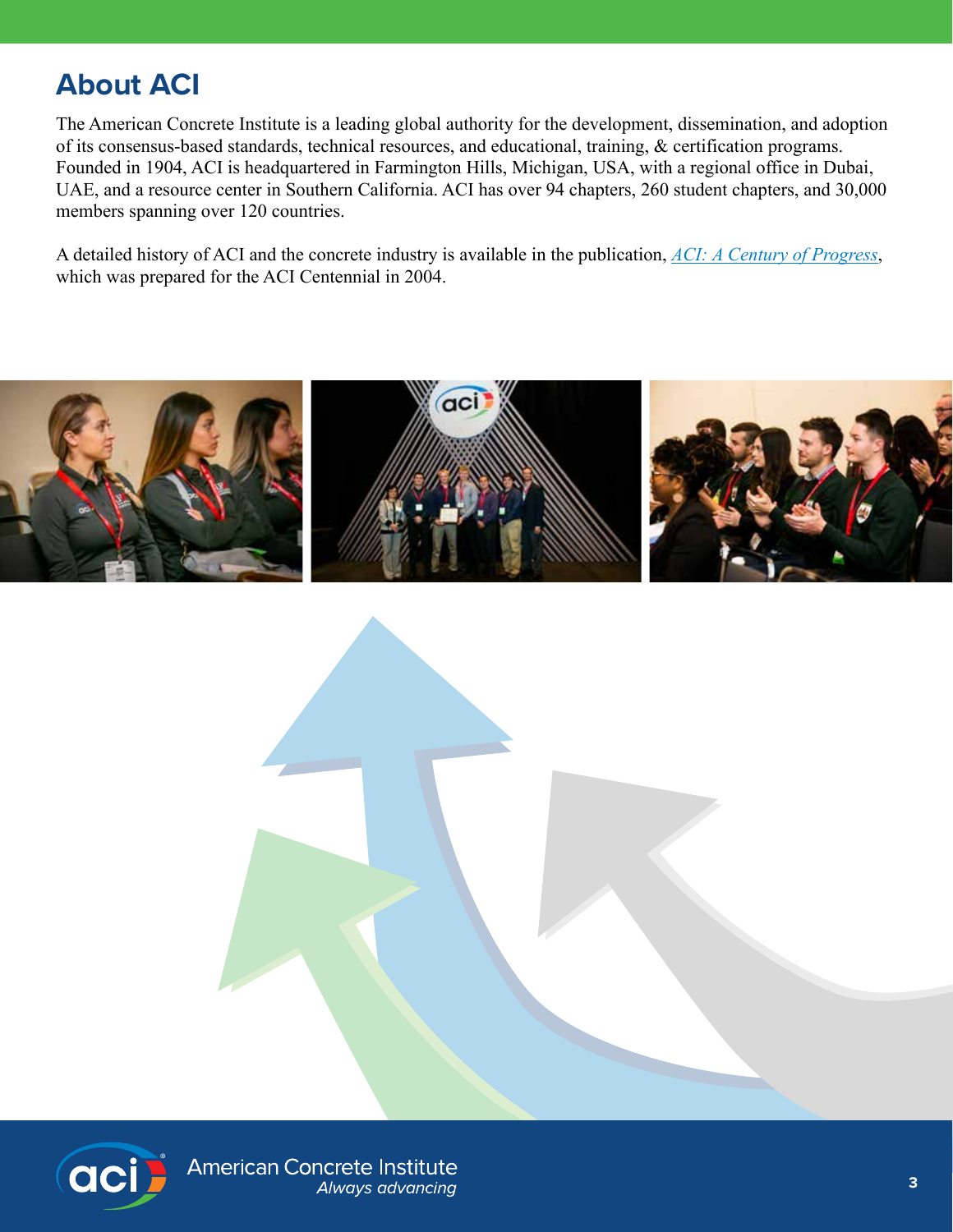## About ACI

The American Concrete Institute is a leading global authority for the development, dissemination, and adoption of its consensus-based standards, technical resources, and educational, training, & certification programs. Founded in 1904, ACI is headquartered in Farmington Hills, Michigan, USA, with a regional office in Dubai, UAE, and a resource center in Southern California. ACI has over 94 chapters, 260 student chapters, and 30,000 members spanning over 120 countries.

A detailed history of ACI and the concrete industry is available in the publication, *ACI: A Century of Progress*, which was prepared for the ACI Centennial in 2004.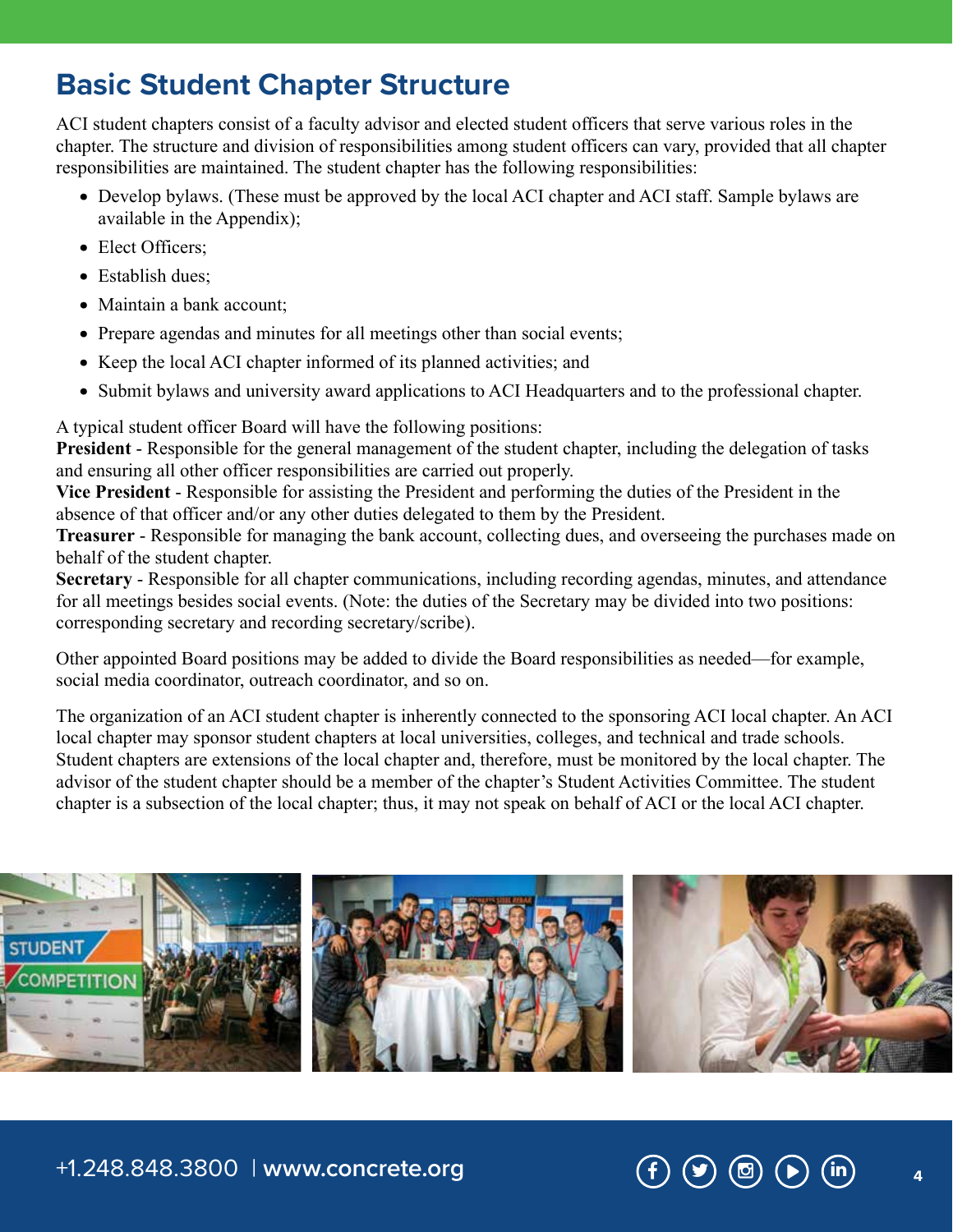# Basic Student Chapter Structure

ACI student chapters consist of a faculty advisor and elected student officers that serve various roles in the chapter. The structure and division of responsibilities among student officers can vary, provided that all chapter responsibilities are maintained. The student chapter has the following responsibilities:

- Develop bylaws. (These must be approved by the local ACI chapter and ACI staff. Sample bylaws are available in the Appendix);
- Elect Officers;
- Establish dues;
- Maintain a bank account;
- Prepare agendas and minutes for all meetings other than social events;
- Keep the local ACI chapter informed of its planned activities; and
- Submit bylaws and university award applications to ACI Headquarters and to the professional chapter.

A typical student officer Board will have the following positions:

**President** - Responsible for the general management of the student chapter, including the delegation of tasks and ensuring all other officer responsibilities are carried out properly.

**Vice President** - Responsible for assisting the President and performing the duties of the President in the absence of that officer and/or any other duties delegated to them by the President.

**Treasurer** - Responsible for managing the bank account, collecting dues, and overseeing the purchases made on behalf of the student chapter.

**Secretary** - Responsible for all chapter communications, including recording agendas, minutes, and attendance for all meetings besides social events. (Note: the duties of the Secretary may be divided into two positions: corresponding secretary and recording secretary/scribe).

Other appointed Board positions may be added to divide the Board responsibilities as needed—for example, social media coordinator, outreach coordinator, and so on.

The organization of an ACI student chapter is inherently connected to the sponsoring ACI local chapter. An ACI local chapter may sponsor student chapters at local universities, colleges, and technical and trade schools. Student chapters are extensions of the local chapter and, therefore, must be monitored by the local chapter. The advisor of the student chapter should be a member of the chapter's Student Activities Committee. The student chapter is a subsection of the local chapter; thus, it may not speak on behalf of ACI or the local ACI chapter.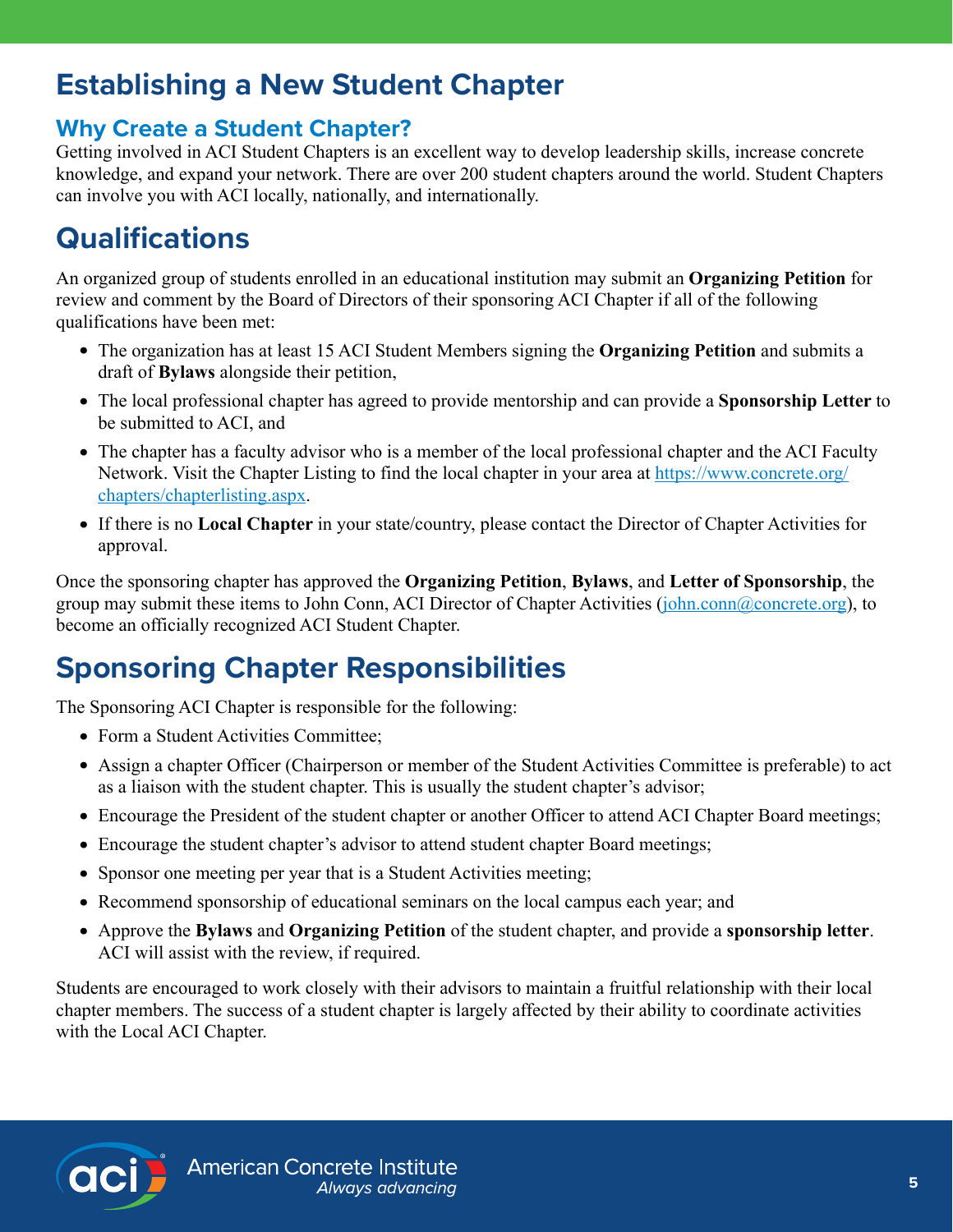# Establishing a New Student Chapter

## Why Create a Student Chapter?

Getting involved in ACI Student Chapters is an excellent way to develop leadership skills, increase concrete knowledge, and expand your network. There are over 200 student chapters around the world. Student Chapters can involve you with ACI locally, nationally, and internationally.

# Qualifications

An organized group of students enrolled in an educational institution may submit an **Organizing Petition** for review and comment by the Board of Directors of their sponsoring ACI Chapter if all of the following qualifications have been met:

- The organization has at least 15 ACI Student Members signing the **Organizing Petition** and submits a draft of **Bylaws** alongside their petition,
- The local professional chapter has agreed to provide mentorship and can provide a **Sponsorship Letter** to be submitted to ACI, and
- The chapter has a faculty advisor who is a member of the local professional chapter and the ACI Faculty Network. Visit the Chapter Listing to find the local chapter in your area at [https://www.concrete.org/chapters/chapterlisting.aspx](https://www.concrete.org/chapters/chapterlisting.aspx).
- If there is no **Local Chapter** in your state/country, please contact the Director of Chapter Activities for approval.

Once the sponsoring chapter has approved the **Organizing Petition**, **Bylaws**, and **Letter of Sponsorship**, the group may submit these items to John Conn, ACI Director of Chapter Activities ([john.conn@concrete.org](mailto:john.conn@concrete.org)), to become an officially recognized ACI Student Chapter.

# Sponsoring Chapter Responsibilities

The Sponsoring ACI Chapter is responsible for the following:

- Form a Student Activities Committee;
- Assign a chapter Officer (Chairperson or member of the Student Activities Committee is preferable) to act as a liaison with the student chapter. This is usually the student chapter's advisor;
- Encourage the President of the student chapter or another Officer to attend ACI Chapter Board meetings;
- Encourage the student chapter's advisor to attend student chapter Board meetings;
- Sponsor one meeting per year that is a Student Activities meeting;
- Recommend sponsorship of educational seminars on the local campus each year; and
- Approve the **Bylaws** and **Organizing Petition** of the student chapter, and provide a **sponsorship letter**. ACI will assist with the review, if required.

Students are encouraged to work closely with their advisors to maintain a fruitful relationship with their local chapter members. The success of a student chapter is largely affected by their ability to coordinate activities with the Local ACI Chapter.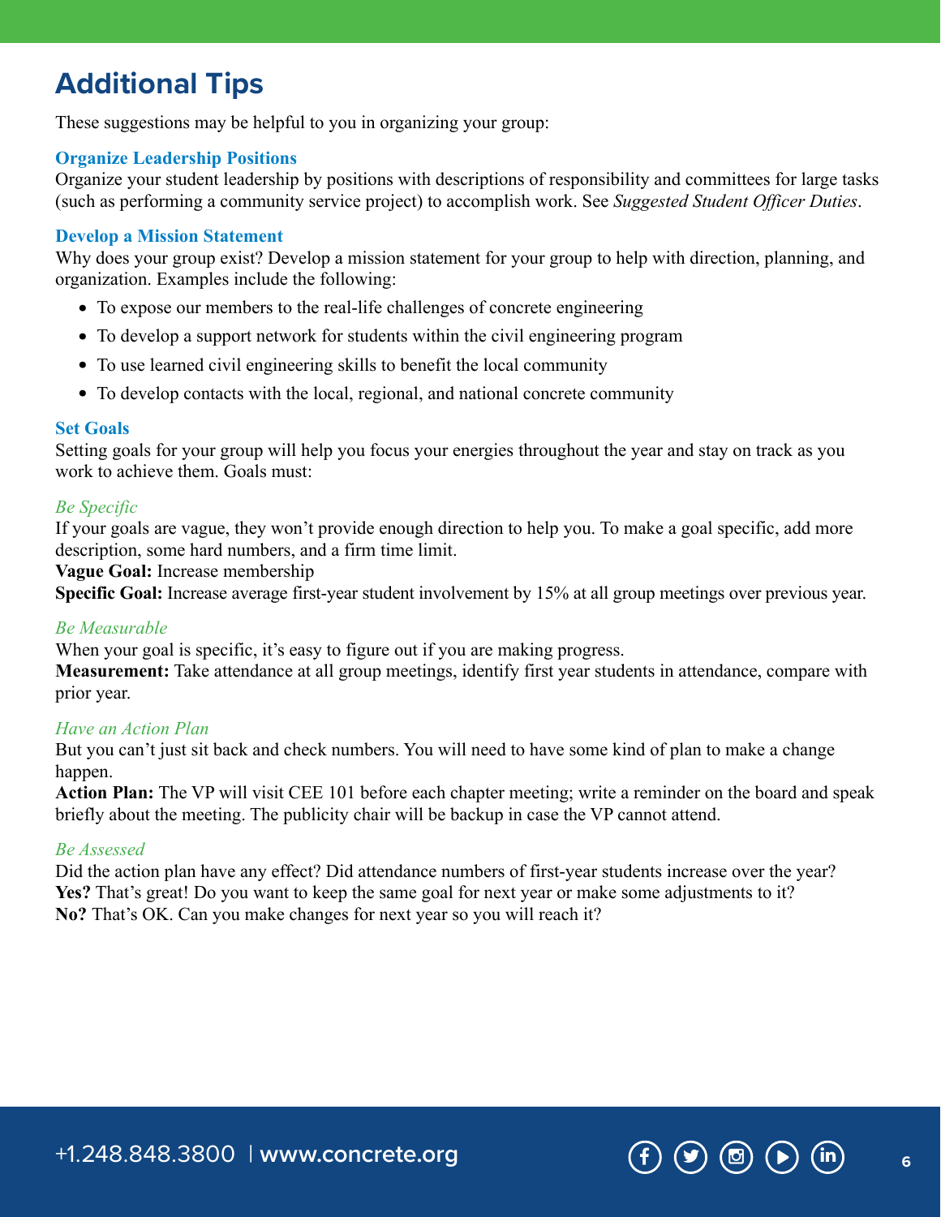# Additional Tips

These suggestions may be helpful to you in organizing your group:

### Organize Leadership Positions

Organize your student leadership by positions with descriptions of responsibility and committees for large tasks (such as performing a community service project) to accomplish work. See *Suggested Student Officer Duties*.

### Develop a Mission Statement

Why does your group exist? Develop a mission statement for your group to help with direction, planning, and organization. Examples include the following:

- To expose our members to the real-life challenges of concrete engineering
- To develop a support network for students within the civil engineering program
- To use learned civil engineering skills to benefit the local community
- To develop contacts with the local, regional, and national concrete community

### Set Goals

Setting goals for your group will help you focus your energies throughout the year and stay on track as you work to achieve them. Goals must:

#### *Be Specific*

If your goals are vague, they won't provide enough direction to help you. To make a goal specific, add more description, some hard numbers, and a firm time limit.
**Vague Goal:** Increase membership
**Specific Goal:** Increase average first-year student involvement by 15% at all group meetings over previous year.

#### *Be Measurable*

When your goal is specific, it's easy to figure out if you are making progress.
**Measurement:** Take attendance at all group meetings, identify first year students in attendance, compare with prior year.

#### *Have an Action Plan*

But you can't just sit back and check numbers. You will need to have some kind of plan to make a change happen.
**Action Plan:** The VP will visit CEE 101 before each chapter meeting; write a reminder on the board and speak briefly about the meeting. The publicity chair will be backup in case the VP cannot attend.

#### *Be Assessed*

Did the action plan have any effect? Did attendance numbers of first-year students increase over the year?
**Yes?** That's great! Do you want to keep the same goal for next year or make some adjustments to it?
**No?** That's OK. Can you make changes for next year so you will reach it?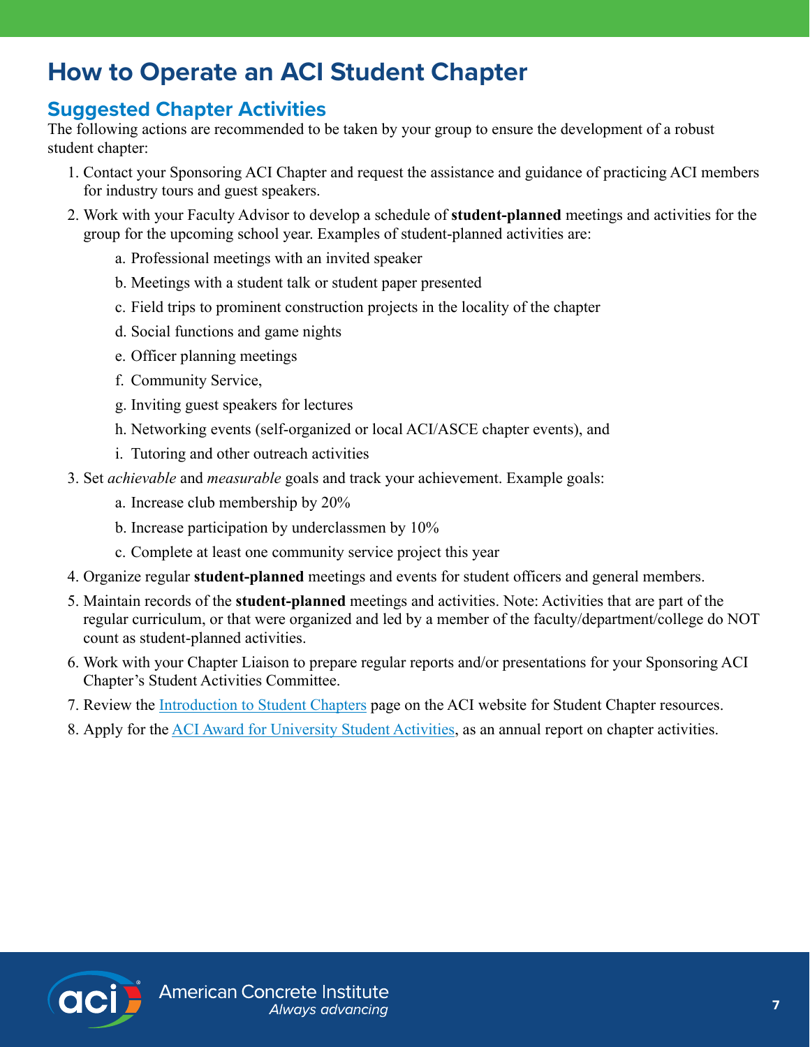# How to Operate an ACI Student Chapter

## Suggested Chapter Activities

The following actions are recommended to be taken by your group to ensure the development of a robust student chapter:

1. Contact your Sponsoring ACI Chapter and request the assistance and guidance of practicing ACI members for industry tours and guest speakers.
2. Work with your Faculty Advisor to develop a schedule of **student-planned** meetings and activities for the group for the upcoming school year. Examples of student-planned activities are:
    a. Professional meetings with an invited speaker
    b. Meetings with a student talk or student paper presented
    c. Field trips to prominent construction projects in the locality of the chapter
    d. Social functions and game nights
    e. Officer planning meetings
    f. Community Service,
    g. Inviting guest speakers for lectures
    h. Networking events (self-organized or local ACI/ASCE chapter events), and
    i. Tutoring and other outreach activities
3. Set *achievable* and *measurable* goals and track your achievement. Example goals:
    a. Increase club membership by 20%
    b. Increase participation by underclassmen by 10%
    c. Complete at least one community service project this year
4. Organize regular **student-planned** meetings and events for student officers and general members.
5. Maintain records of the **student-planned** meetings and activities. Note: Activities that are part of the regular curriculum, or that were organized and led by a member of the faculty/department/college do NOT count as student-planned activities.
6. Work with your Chapter Liaison to prepare regular reports and/or presentations for your Sponsoring ACI Chapter's Student Activities Committee.
7. Review the Introduction to Student Chapters page on the ACI website for Student Chapter resources.
8. Apply for the ACI Award for University Student Activities, as an annual report on chapter activities.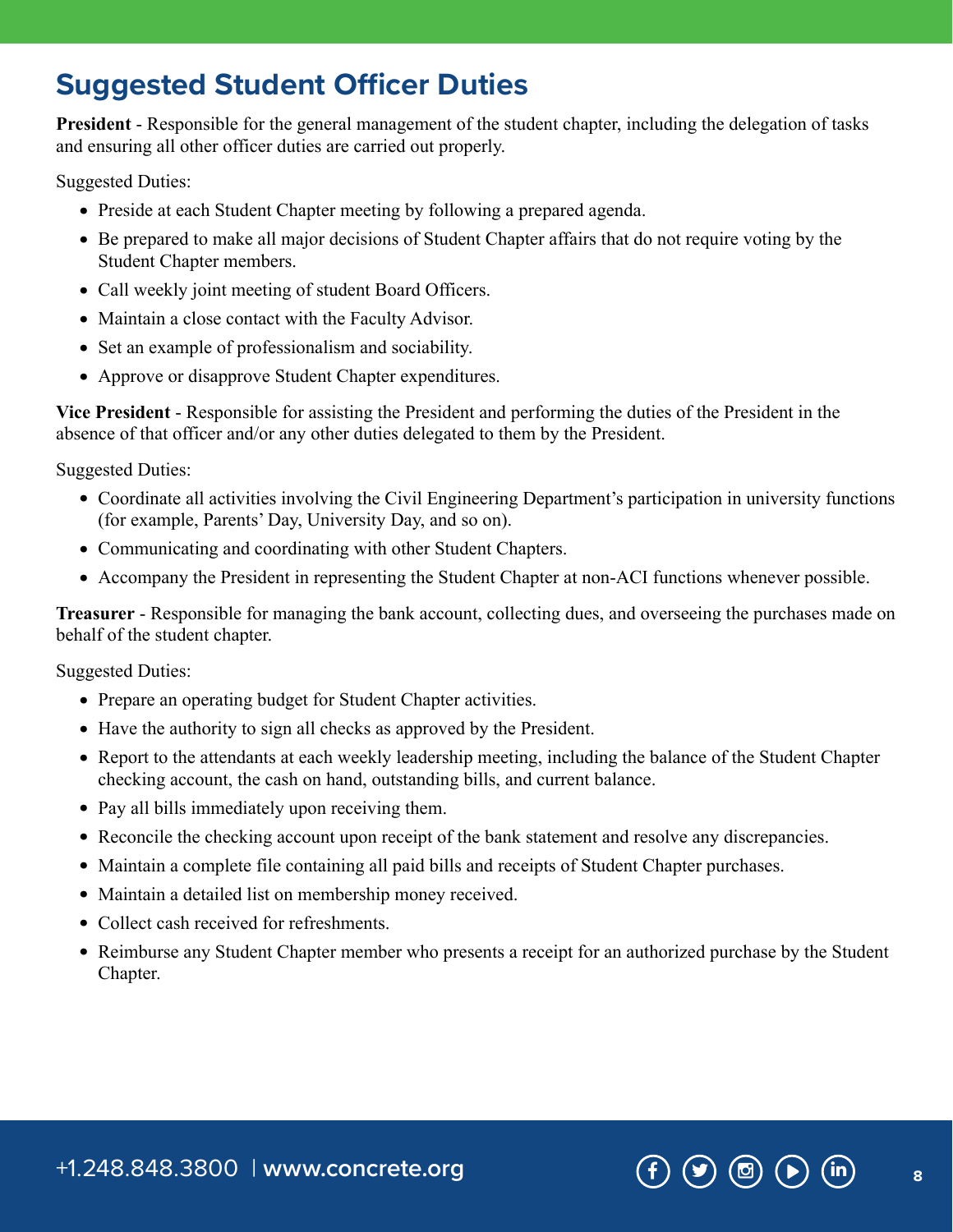# Suggested Student Officer Duties

**President** - Responsible for the general management of the student chapter, including the delegation of tasks and ensuring all other officer duties are carried out properly.

Suggested Duties:

- Preside at each Student Chapter meeting by following a prepared agenda.
- Be prepared to make all major decisions of Student Chapter affairs that do not require voting by the Student Chapter members.
- Call weekly joint meeting of student Board Officers.
- Maintain a close contact with the Faculty Advisor.
- Set an example of professionalism and sociability.
- Approve or disapprove Student Chapter expenditures.

**Vice President** - Responsible for assisting the President and performing the duties of the President in the absence of that officer and/or any other duties delegated to them by the President.

Suggested Duties:

- Coordinate all activities involving the Civil Engineering Department's participation in university functions (for example, Parents' Day, University Day, and so on).
- Communicating and coordinating with other Student Chapters.
- Accompany the President in representing the Student Chapter at non-ACI functions whenever possible.

**Treasurer** - Responsible for managing the bank account, collecting dues, and overseeing the purchases made on behalf of the student chapter.

Suggested Duties:

- Prepare an operating budget for Student Chapter activities.
- Have the authority to sign all checks as approved by the President.
- Report to the attendants at each weekly leadership meeting, including the balance of the Student Chapter checking account, the cash on hand, outstanding bills, and current balance.
- Pay all bills immediately upon receiving them.
- Reconcile the checking account upon receipt of the bank statement and resolve any discrepancies.
- Maintain a complete file containing all paid bills and receipts of Student Chapter purchases.
- Maintain a detailed list on membership money received.
- Collect cash received for refreshments.
- Reimburse any Student Chapter member who presents a receipt for an authorized purchase by the Student Chapter.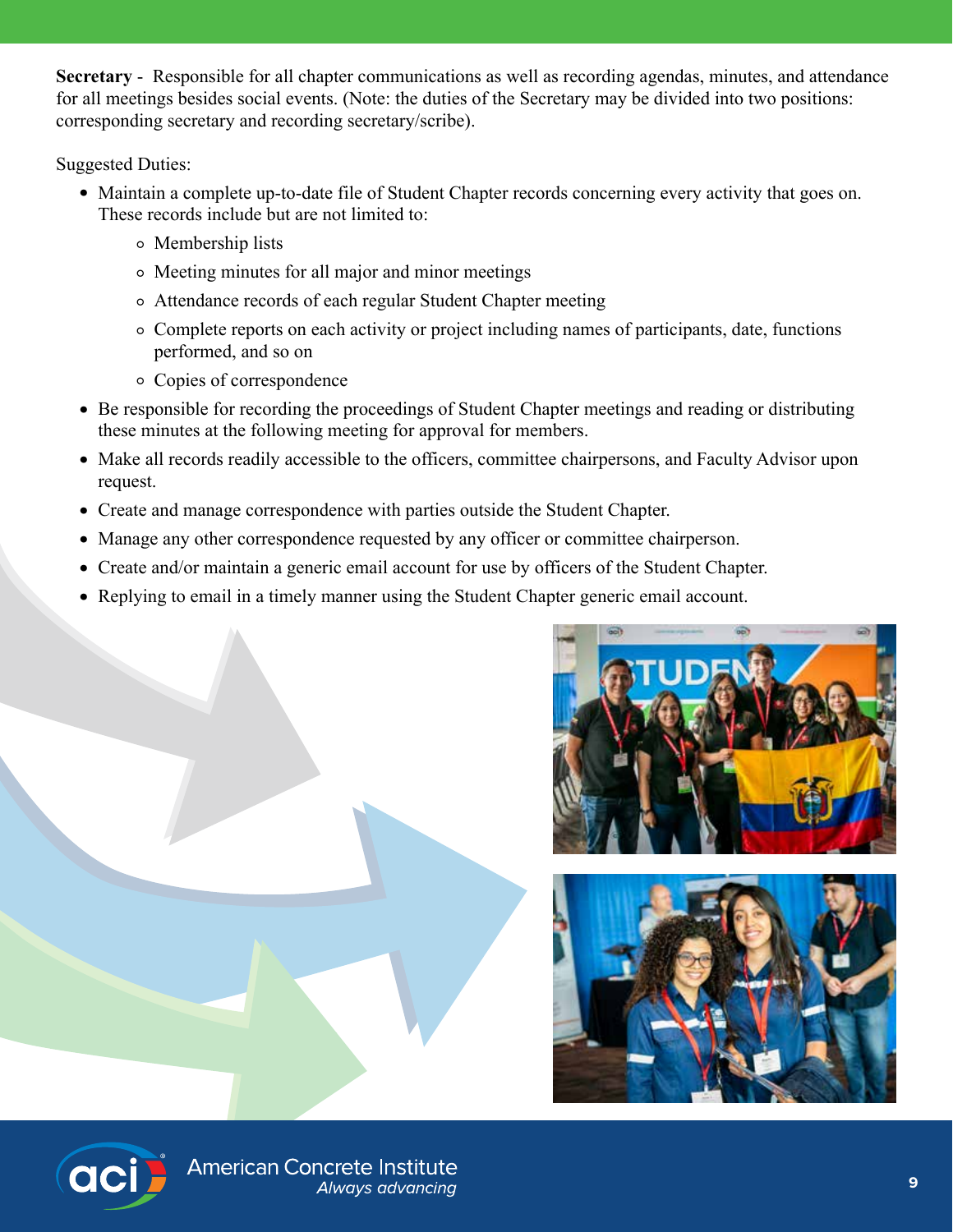**Secretary** - Responsible for all chapter communications as well as recording agendas, minutes, and attendance for all meetings besides social events. (Note: the duties of the Secretary may be divided into two positions: corresponding secretary and recording secretary/scribe).

Suggested Duties:

- Maintain a complete up-to-date file of Student Chapter records concerning every activity that goes on. These records include but are not limited to:
  - Membership lists
  - Meeting minutes for all major and minor meetings
  - Attendance records of each regular Student Chapter meeting
  - Complete reports on each activity or project including names of participants, date, functions performed, and so on
  - Copies of correspondence
- Be responsible for recording the proceedings of Student Chapter meetings and reading or distributing these minutes at the following meeting for approval for members.
- Make all records readily accessible to the officers, committee chairpersons, and Faculty Advisor upon request.
- Create and manage correspondence with parties outside the Student Chapter.
- Manage any other correspondence requested by any officer or committee chairperson.
- Create and/or maintain a generic email account for use by officers of the Student Chapter.
- Replying to email in a timely manner using the Student Chapter generic email account.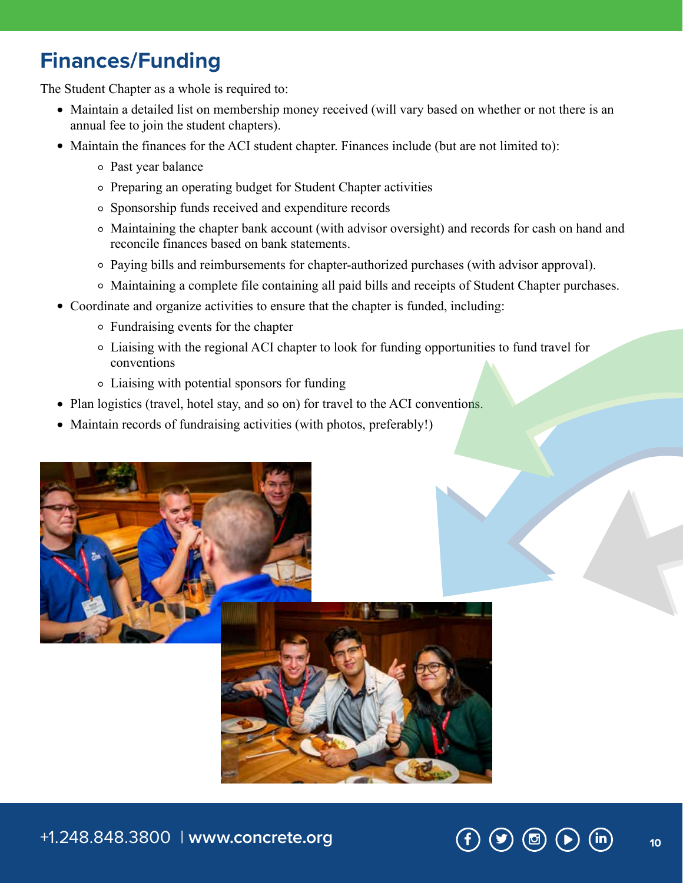## Finances/Funding

The Student Chapter as a whole is required to:

- Maintain a detailed list on membership money received (will vary based on whether or not there is an annual fee to join the student chapters).
- Maintain the finances for the ACI student chapter. Finances include (but are not limited to):
  - Past year balance
  - Preparing an operating budget for Student Chapter activities
  - Sponsorship funds received and expenditure records
  - Maintaining the chapter bank account (with advisor oversight) and records for cash on hand and reconcile finances based on bank statements.
  - Paying bills and reimbursements for chapter-authorized purchases (with advisor approval).
  - Maintaining a complete file containing all paid bills and receipts of Student Chapter purchases.
- Coordinate and organize activities to ensure that the chapter is funded, including:
  - Fundraising events for the chapter
  - Liaising with the regional ACI chapter to look for funding opportunities to fund travel for conventions
  - Liaising with potential sponsors for funding
- Plan logistics (travel, hotel stay, and so on) for travel to the ACI conventions.
- Maintain records of fundraising activities (with photos, preferably!)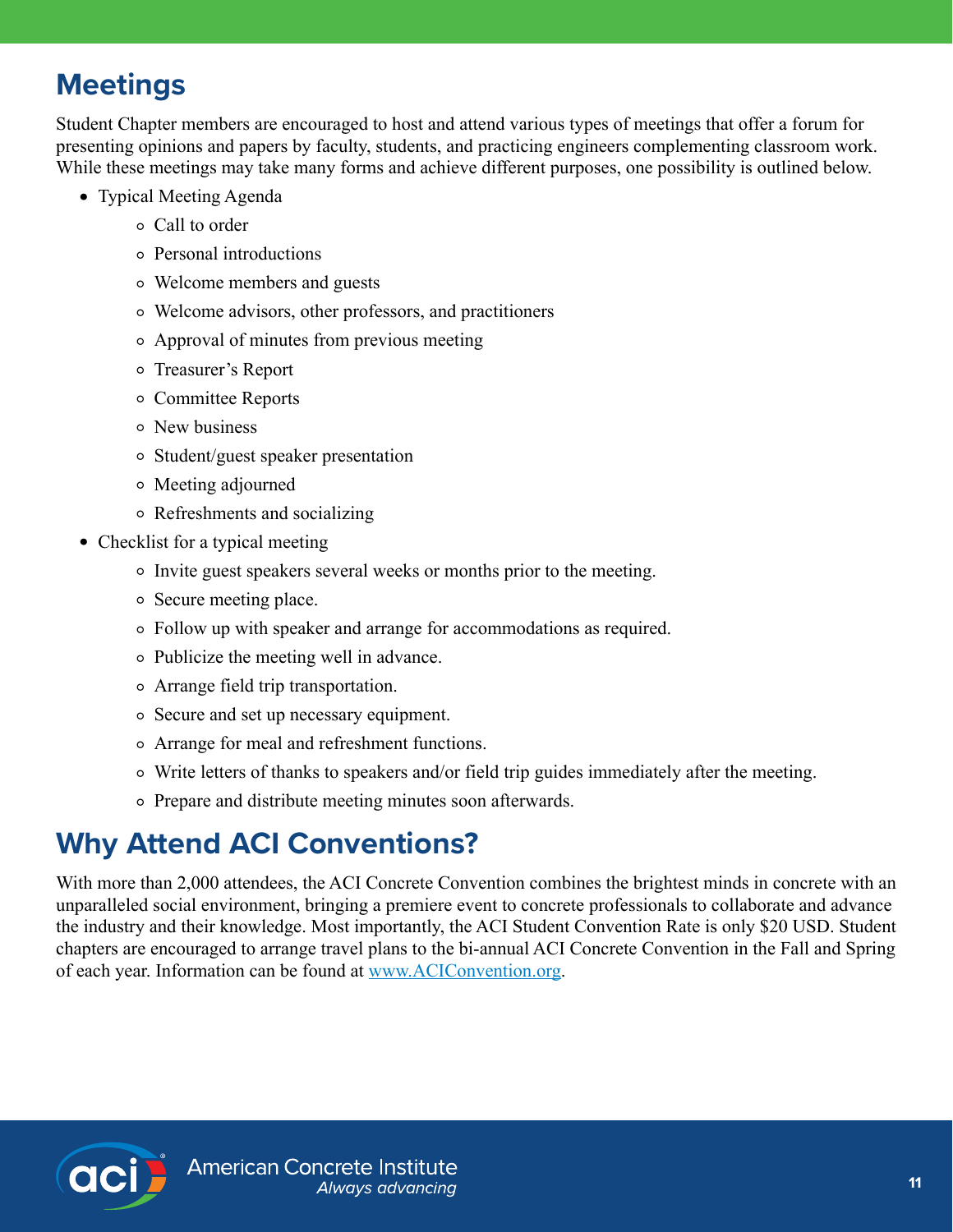## Meetings

Student Chapter members are encouraged to host and attend various types of meetings that offer a forum for presenting opinions and papers by faculty, students, and practicing engineers complementing classroom work. While these meetings may take many forms and achieve different purposes, one possibility is outlined below.

- Typical Meeting Agenda
  - Call to order
  - Personal introductions
  - Welcome members and guests
  - Welcome advisors, other professors, and practitioners
  - Approval of minutes from previous meeting
  - Treasurer's Report
  - Committee Reports
  - New business
  - Student/guest speaker presentation
  - Meeting adjourned
  - Refreshments and socializing
- Checklist for a typical meeting
  - Invite guest speakers several weeks or months prior to the meeting.
  - Secure meeting place.
  - Follow up with speaker and arrange for accommodations as required.
  - Publicize the meeting well in advance.
  - Arrange field trip transportation.
  - Secure and set up necessary equipment.
  - Arrange for meal and refreshment functions.
  - Write letters of thanks to speakers and/or field trip guides immediately after the meeting.
  - Prepare and distribute meeting minutes soon afterwards.

## Why Attend ACI Conventions?

With more than 2,000 attendees, the ACI Concrete Convention combines the brightest minds in concrete with an unparalleled social environment, bringing a premiere event to concrete professionals to collaborate and advance the industry and their knowledge. Most importantly, the ACI Student Convention Rate is only $20 USD. Student chapters are encouraged to arrange travel plans to the bi-annual ACI Concrete Convention in the Fall and Spring of each year. Information can be found at [www.ACIConvention.org](http://www.ACIConvention.org).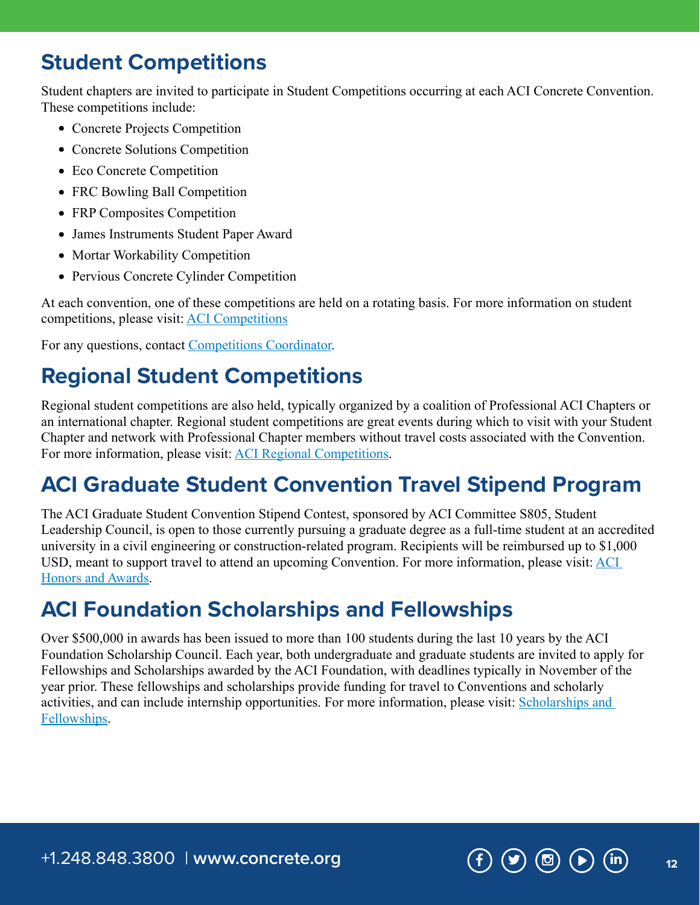## Student Competitions

Student chapters are invited to participate in Student Competitions occurring at each ACI Concrete Convention. These competitions include:

- Concrete Projects Competition
- Concrete Solutions Competition
- Eco Concrete Competition
- FRC Bowling Ball Competition
- FRP Composites Competition
- James Instruments Student Paper Award
- Mortar Workability Competition
- Pervious Concrete Cylinder Competition

At each convention, one of these competitions are held on a rotating basis. For more information on student competitions, please visit: ACI Competitions

For any questions, contact Competitions Coordinator.

## Regional Student Competitions

Regional student competitions are also held, typically organized by a coalition of Professional ACI Chapters or an international chapter. Regional student competitions are great events during which to visit with your Student Chapter and network with Professional Chapter members without travel costs associated with the Convention. For more information, please visit: ACI Regional Competitions.

## ACI Graduate Student Convention Travel Stipend Program

The ACI Graduate Student Convention Stipend Contest, sponsored by ACI Committee S805, Student Leadership Council, is open to those currently pursuing a graduate degree as a full-time student at an accredited university in a civil engineering or construction-related program. Recipients will be reimbursed up to $1,000 USD, meant to support travel to attend an upcoming Convention. For more information, please visit: ACI Honors and Awards.

## ACI Foundation Scholarships and Fellowships

Over $500,000 in awards has been issued to more than 100 students during the last 10 years by the ACI Foundation Scholarship Council. Each year, both undergraduate and graduate students are invited to apply for Fellowships and Scholarships awarded by the ACI Foundation, with deadlines typically in November of the year prior. These fellowships and scholarships provide funding for travel to Conventions and scholarly activities, and can include internship opportunities. For more information, please visit: Scholarships and Fellowships.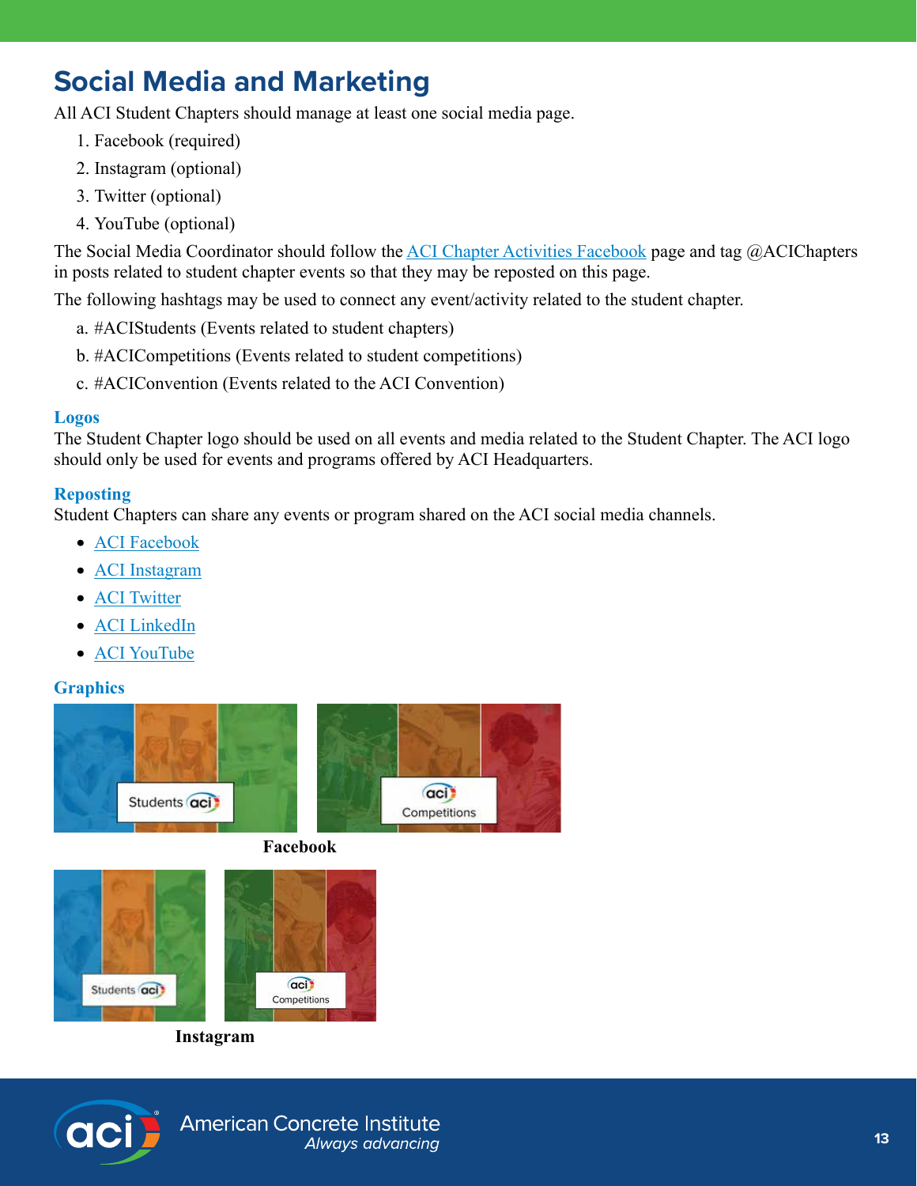# Social Media and Marketing

All ACI Student Chapters should manage at least one social media page.

1. Facebook (required)
2. Instagram (optional)
3. Twitter (optional)
4. YouTube (optional)

The Social Media Coordinator should follow the ACI Chapter Activities Facebook page and tag @ACIChapters in posts related to student chapter events so that they may be reposted on this page.

The following hashtags may be used to connect any event/activity related to the student chapter.

a. #ACIStudents (Events related to student chapters)

b. #ACICompetitions (Events related to student competitions)

c. #ACIConvention (Events related to the ACI Convention)

### Logos

The Student Chapter logo should be used on all events and media related to the Student Chapter. The ACI logo should only be used for events and programs offered by ACI Headquarters.

### Reposting

Student Chapters can share any events or program shared on the ACI social media channels.

- ACI Facebook
- ACI Instagram
- ACI Twitter
- ACI LinkedIn
- ACI YouTube

### Graphics

**Facebook**

**Instagram**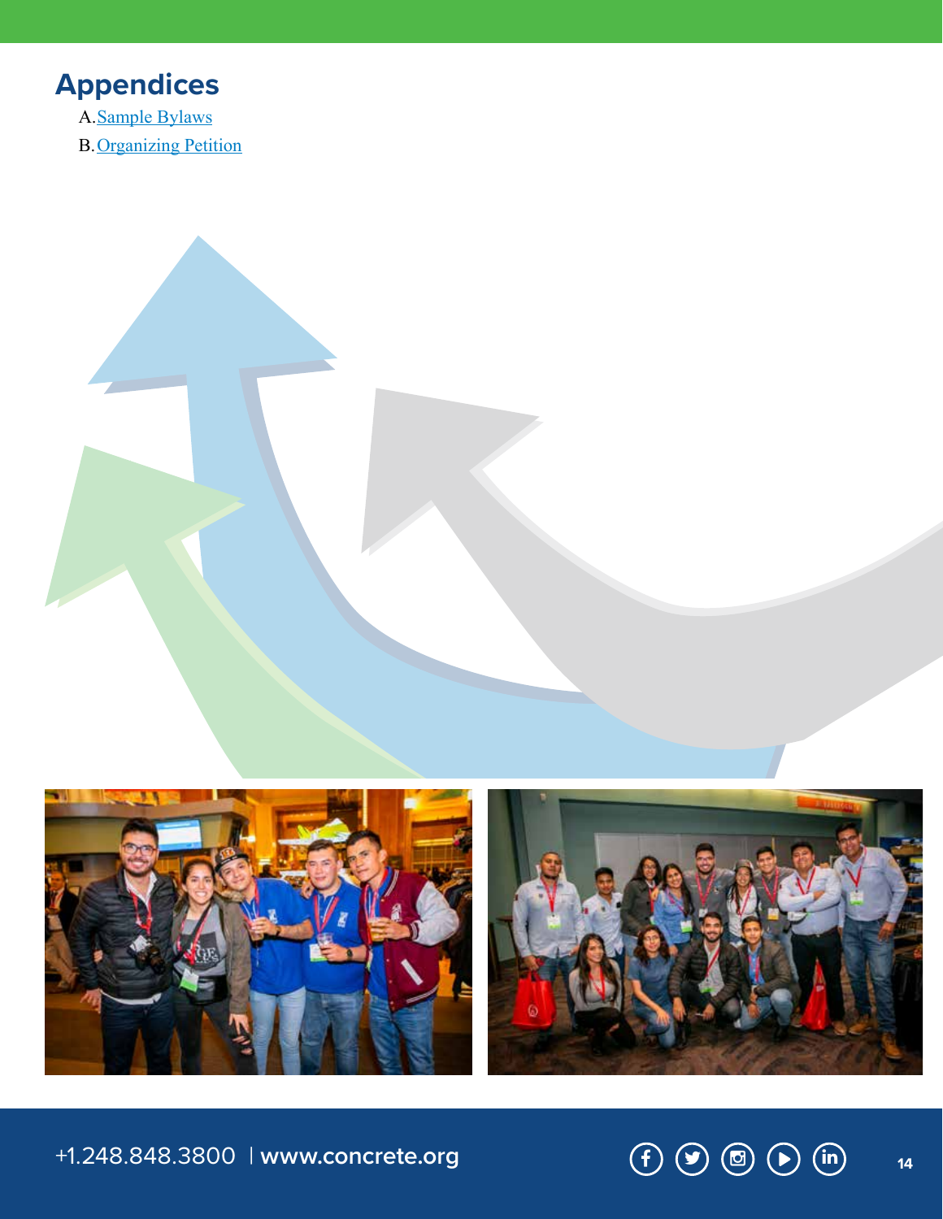# Appendices

A. Sample Bylaws

B. Organizing Petition